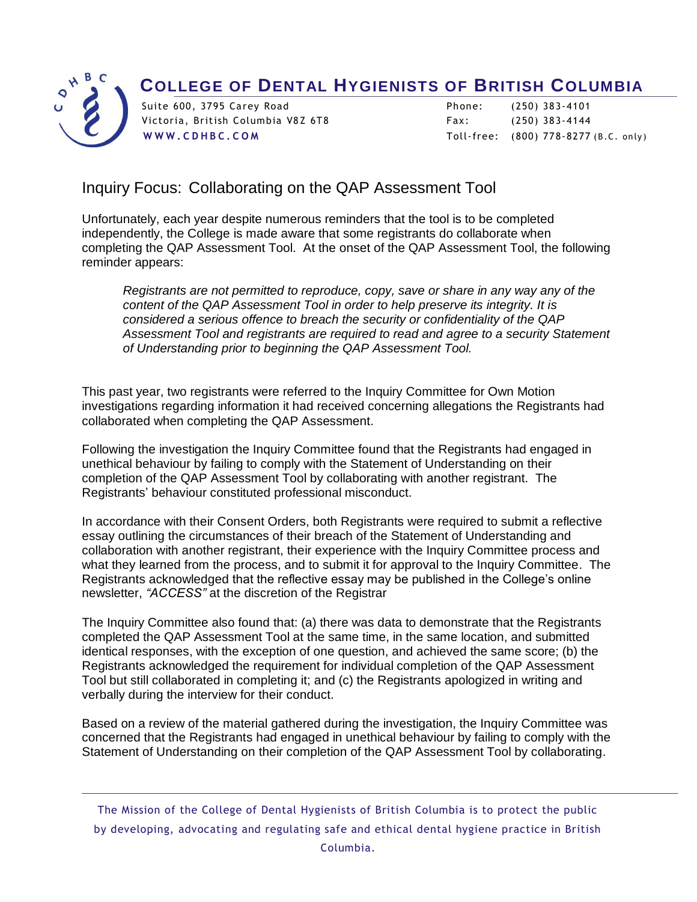# College of Dental Hygienists of British Columbia

Suite 600, 3795 Carey Road
Victoria, British Columbia V8Z 6T8
WWW.CDHBC.COM

Phone: (250) 383-4101
Fax: (250) 383-4144
Toll-free: (800) 778-8277 (B.C. only)

## Inquiry Focus: Collaborating on the QAP Assessment Tool

Unfortunately, each year despite numerous reminders that the tool is to be completed independently, the College is made aware that some registrants do collaborate when completing the QAP Assessment Tool. At the onset of the QAP Assessment Tool, the following reminder appears:

> *Registrants are not permitted to reproduce, copy, save or share in any way any of the content of the QAP Assessment Tool in order to help preserve its integrity. It is considered a serious offence to breach the security or confidentiality of the QAP Assessment Tool and registrants are required to read and agree to a security Statement of Understanding prior to beginning the QAP Assessment Tool.*

This past year, two registrants were referred to the Inquiry Committee for Own Motion investigations regarding information it had received concerning allegations the Registrants had collaborated when completing the QAP Assessment.

Following the investigation the Inquiry Committee found that the Registrants had engaged in unethical behaviour by failing to comply with the Statement of Understanding on their completion of the QAP Assessment Tool by collaborating with another registrant. The Registrants' behaviour constituted professional misconduct.

In accordance with their Consent Orders, both Registrants were required to submit a reflective essay outlining the circumstances of their breach of the Statement of Understanding and collaboration with another registrant, their experience with the Inquiry Committee process and what they learned from the process, and to submit it for approval to the Inquiry Committee. The Registrants acknowledged that the reflective essay may be published in the College's online newsletter, *"ACCESS"* at the discretion of the Registrar

The Inquiry Committee also found that: (a) there was data to demonstrate that the Registrants completed the QAP Assessment Tool at the same time, in the same location, and submitted identical responses, with the exception of one question, and achieved the same score; (b) the Registrants acknowledged the requirement for individual completion of the QAP Assessment Tool but still collaborated in completing it; and (c) the Registrants apologized in writing and verbally during the interview for their conduct.

Based on a review of the material gathered during the investigation, the Inquiry Committee was concerned that the Registrants had engaged in unethical behaviour by failing to comply with the Statement of Understanding on their completion of the QAP Assessment Tool by collaborating.

The Mission of the College of Dental Hygienists of British Columbia is to protect the public by developing, advocating and regulating safe and ethical dental hygiene practice in British Columbia.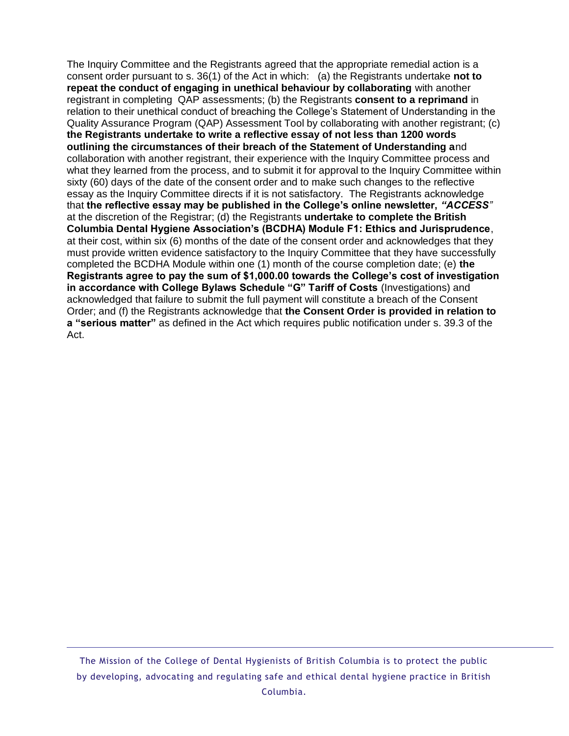The Inquiry Committee and the Registrants agreed that the appropriate remedial action is a consent order pursuant to s. 36(1) of the Act in which: (a) the Registrants undertake **not to repeat the conduct of engaging in unethical behaviour by collaborating** with another registrant in completing QAP assessments; (b) the Registrants **consent to a reprimand** in relation to their unethical conduct of breaching the College's Statement of Understanding in the Quality Assurance Program (QAP) Assessment Tool by collaborating with another registrant; (c) **the Registrants undertake to write a reflective essay of not less than 1200 words outlining the circumstances of their breach of the Statement of Understanding a**nd collaboration with another registrant, their experience with the Inquiry Committee process and what they learned from the process, and to submit it for approval to the Inquiry Committee within sixty (60) days of the date of the consent order and to make such changes to the reflective essay as the Inquiry Committee directs if it is not satisfactory. The Registrants acknowledge that **the reflective essay may be published in the College's online newsletter, *"ACCESS"*** at the discretion of the Registrar; (d) the Registrants **undertake to complete the British Columbia Dental Hygiene Association's (BCDHA) Module F1: Ethics and Jurisprudence**, at their cost, within six (6) months of the date of the consent order and acknowledges that they must provide written evidence satisfactory to the Inquiry Committee that they have successfully completed the BCDHA Module within one (1) month of the course completion date; (e) **the Registrants agree to pay the sum of $1,000.00 towards the College's cost of investigation in accordance with College Bylaws Schedule "G" Tariff of Costs** (Investigations) and acknowledged that failure to submit the full payment will constitute a breach of the Consent Order; and (f) the Registrants acknowledge that **the Consent Order is provided in relation to a "serious matter"** as defined in the Act which requires public notification under s. 39.3 of the Act.